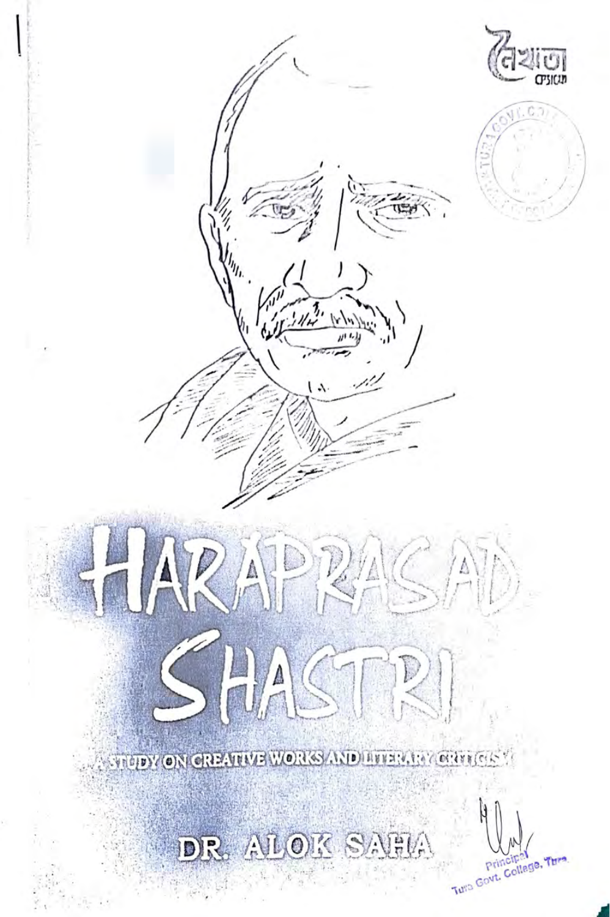নৈঋত প্রকাশ

# HARAPRASAD SHASTRI

## A STUDY ON CREATIVE WORKS AND LITERARY CRITICISM

**DR. ALOK SAHA**

Principal
Tura Govt. College, Tura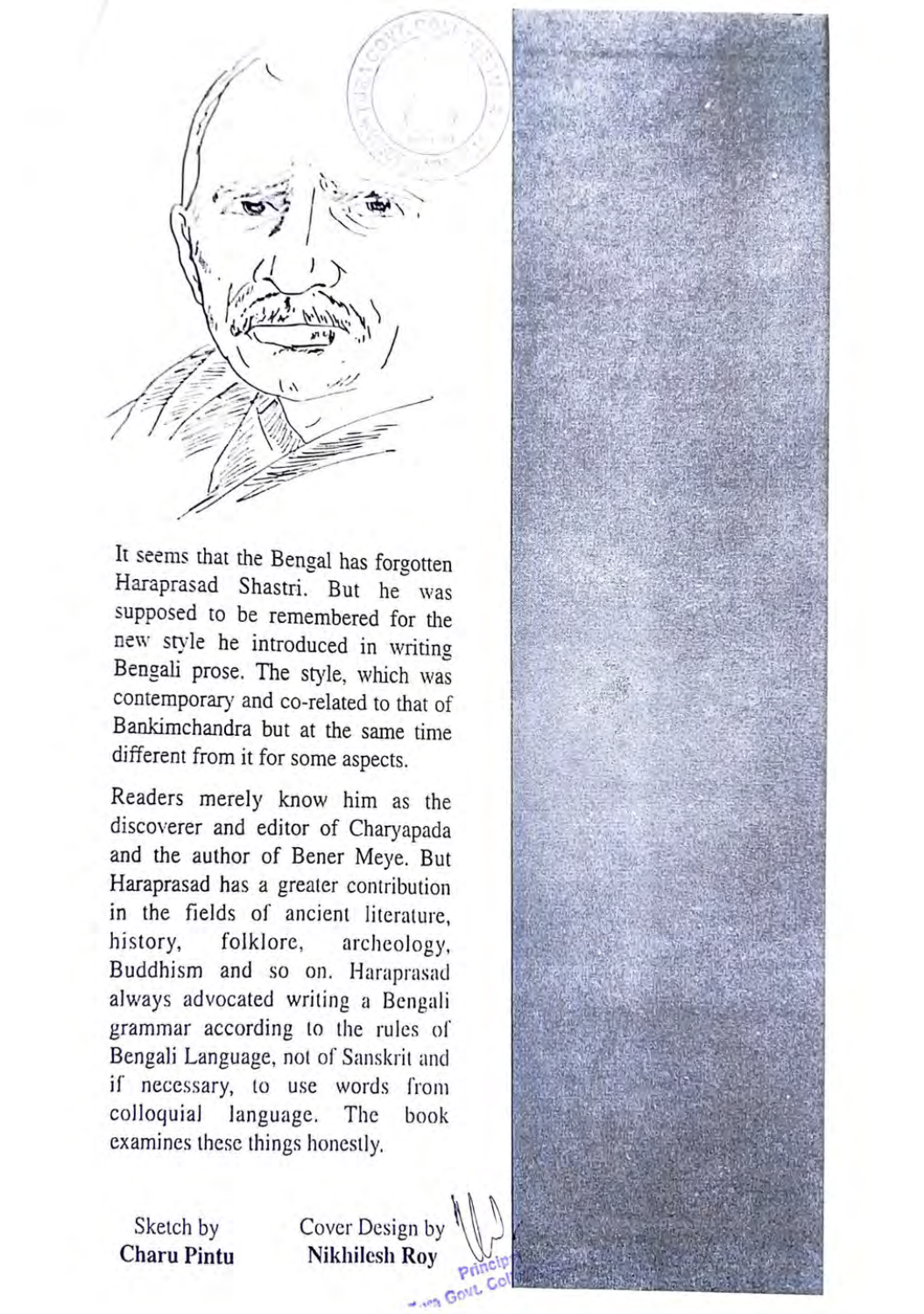It seems that the Bengal has forgotten Haraprasad Shastri. But he was supposed to be remembered for the new style he introduced in writing Bengali prose. The style, which was contemporary and co-related to that of Bankimchandra but at the same time different from it for some aspects.

Readers merely know him as the discoverer and editor of Charyapada and the author of Bener Meye. But Haraprasad has a greater contribution in the fields of ancient literature, history, folklore, archeology, Buddhism and so on. Haraprasad always advocated writing a Bengali grammar according to the rules of Bengali Language, not of Sanskrit and if necessary, to use words from colloquial language. The book examines these things honestly.

Sketch by
**Charu Pintu**

Cover Design by
**Nikhilesh Roy**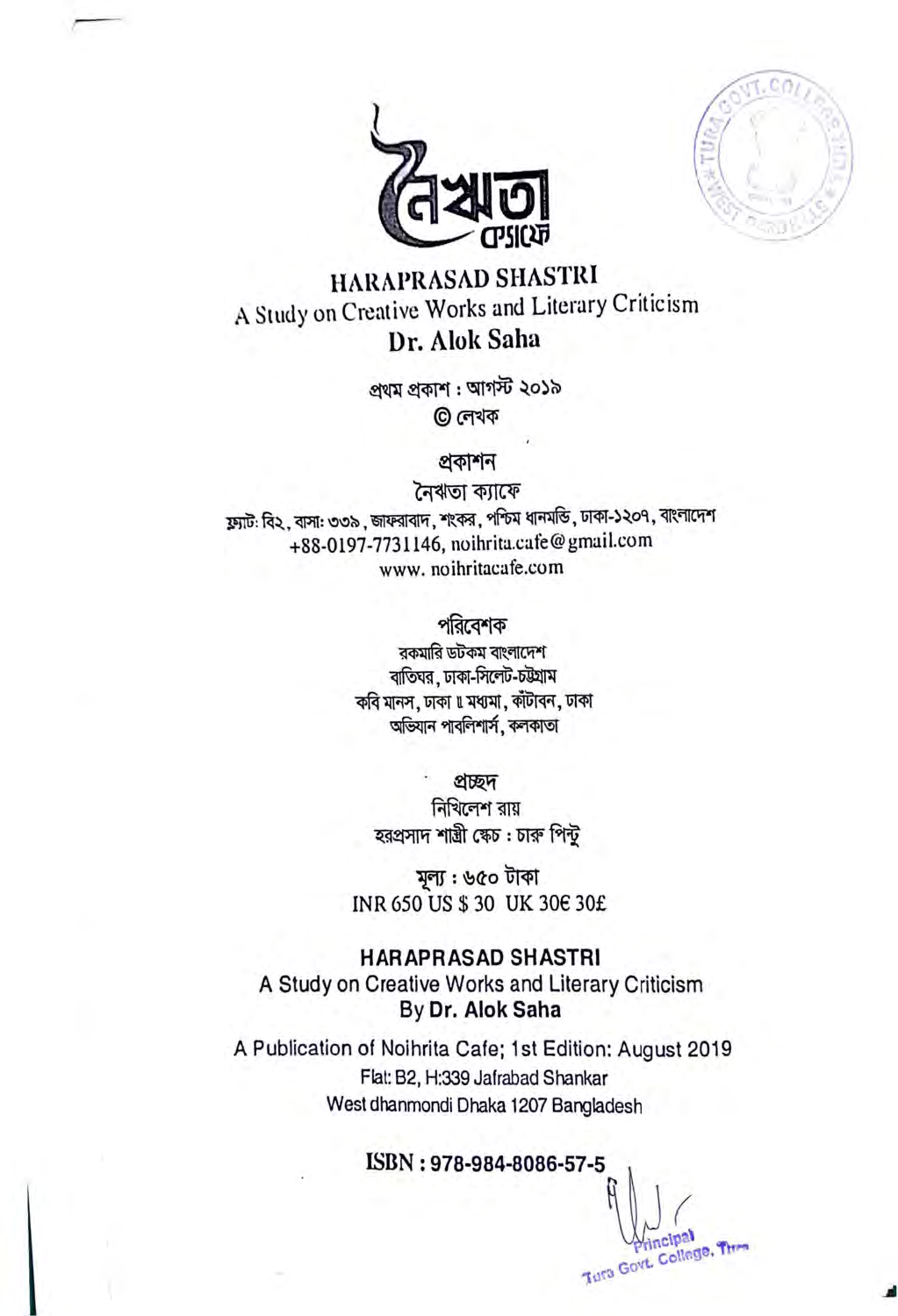নৈঋতা ক্যাফে

# HARAPRASAD SHASTRI

## A Study on Creative Works and Literary Criticism

**Dr. Alok Saha**

প্রথম প্রকাশ : আগস্ট ২০১৯

© লেখক

প্রকাশন

নৈঋতা ক্যাফে

ফ্ল্যাট: বি২, বাসা: ৩৩৯, জাফরাবাদ, শংকর, পশ্চিম ধানমন্ডি, ঢাকা-১২০৭, বাংলাদেশ

+88-0197-7731146, noihrita.cafe@gmail.com

www. noihritacafe.com

পরিবেশক

রকমারি ডটকম বাংলাদেশ

বাতিঘর, ঢাকা-সিলেট-চট্টগ্রাম

কবি মানস, ঢাকা ॥ মধ্যমা, কাঁটাবন, ঢাকা

অভিযান পাবলিশার্স, কলকাতা

প্রচ্ছদ

নিখিলেশ রায়

হরপ্রসাদ শাস্ত্রী স্কেচ : চারু পিন্টু

মূল্য : ৬৫০ টাকা

INR 650 US $ 30 UK 30€ 30£

**HARAPRASAD SHASTRI**

A Study on Creative Works and Literary Criticism

By **Dr. Alok Saha**

A Publication of Noihrita Cafe; 1st Edition: August 2019

Flat: B2, H:339 Jafrabad Shankar

West dhanmondi Dhaka 1207 Bangladesh

**ISBN : 978-984-8086-57-5**

Principal

Tura Govt. College, Tura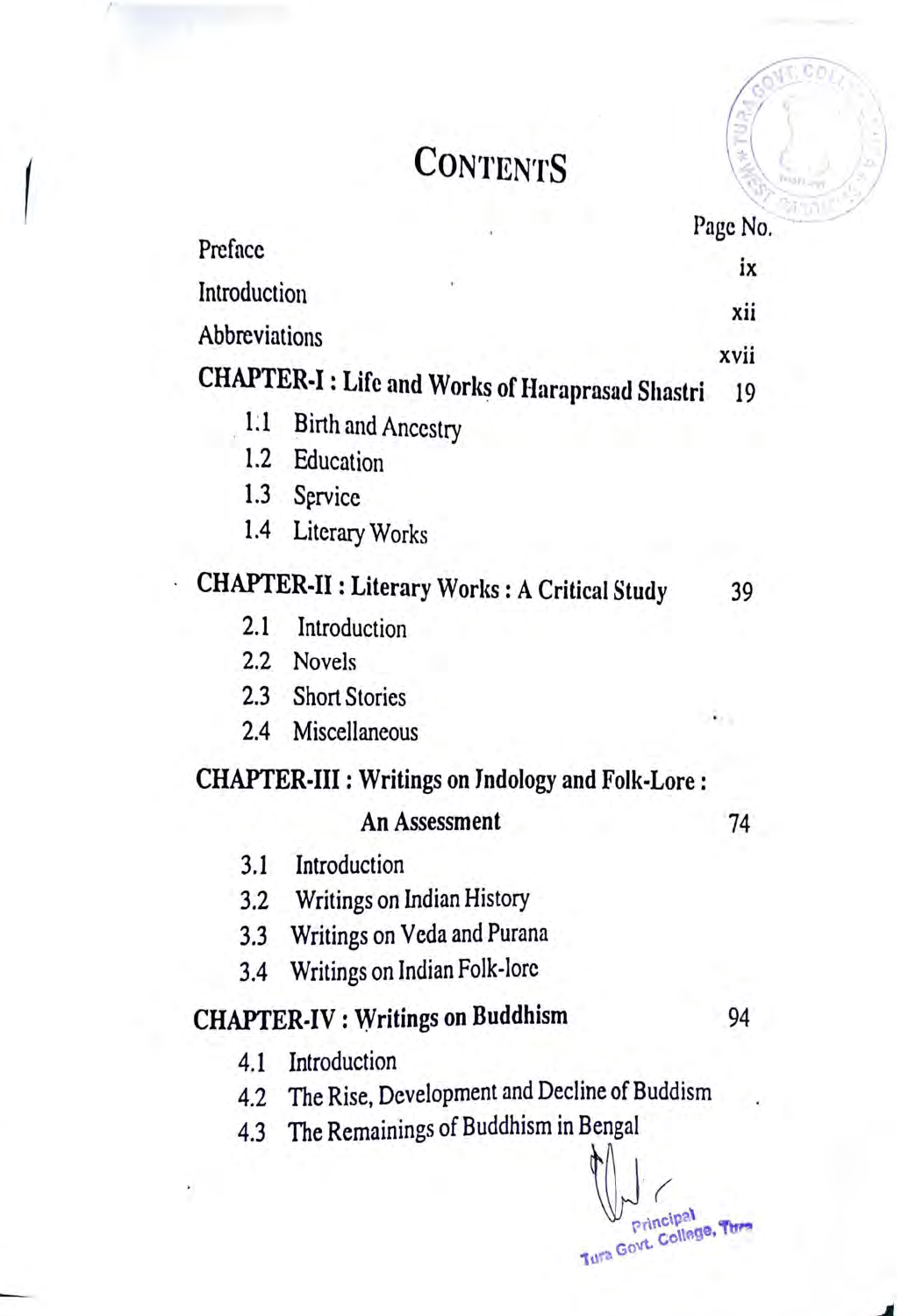# CONTENTS

| | Page No. |
|---|---|
| Preface | ix |
| Introduction | xii |
| Abbreviations | xvii |
| **CHAPTER-I : Life and Works of Haraprasad Shastri** | **19** |
| 1.1 Birth and Ancestry | |
| 1.2 Education | |
| 1.3 Service | |
| 1.4 Literary Works | |
| **CHAPTER-II : Literary Works : A Critical Study** | **39** |
| 2.1 Introduction | |
| 2.2 Novels | |
| 2.3 Short Stories | |
| 2.4 Miscellaneous | |
| **CHAPTER-III : Writings on Jndology and Folk-Lore : An Assessment** | **74** |
| 3.1 Introduction | |
| 3.2 Writings on Indian History | |
| 3.3 Writings on Veda and Purana | |
| 3.4 Writings on Indian Folk-lore | |
| **CHAPTER-IV : Writings on Buddhism** | **94** |
| 4.1 Introduction | |
| 4.2 The Rise, Development and Decline of Buddhism | |
| 4.3 The Remainings of Buddhism in Bengal | |

Principal
Tura Govt. College, Tura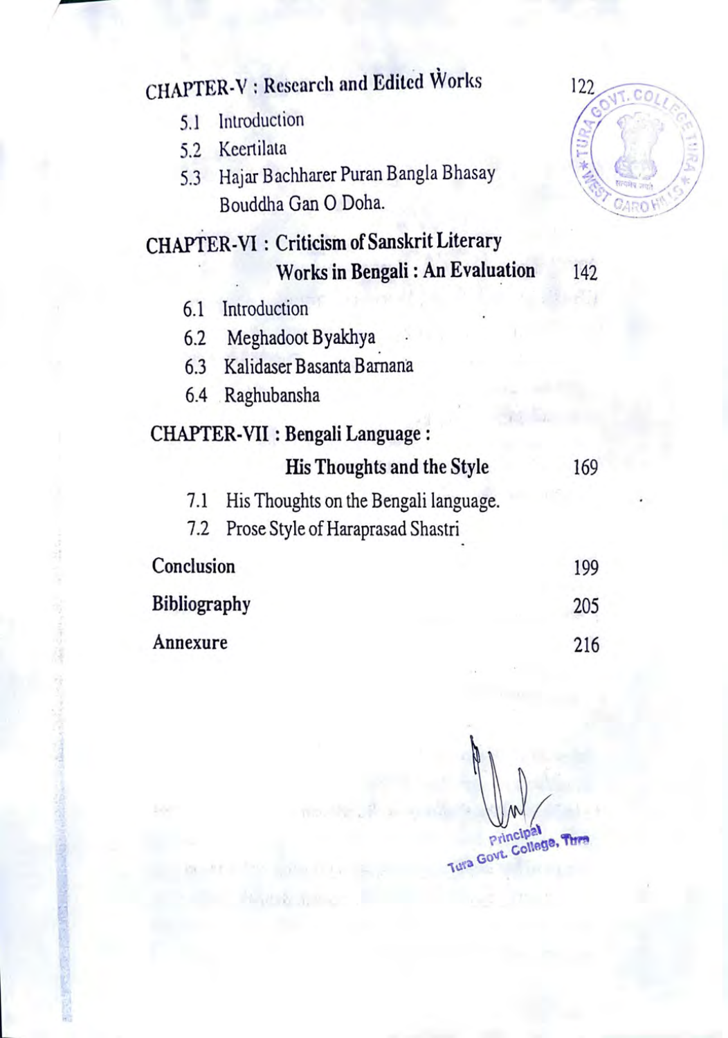CHAPTER-V : Research and Edited Works 122

- 5.1 Introduction
- 5.2 Keertilata
- 5.3 Hajar Bachharer Puran Bangla Bhasay Bouddha Gan O Doha.

**CHAPTER-VI : Criticism of Sanskrit Literary Works in Bengali : An Evaluation** 142

- 6.1 Introduction
- 6.2 Meghadoot Byakhya
- 6.3 Kalidaser Basanta Barnana
- 6.4 Raghubansha

**CHAPTER-VII : Bengali Language : His Thoughts and the Style** 169

- 7.1 His Thoughts on the Bengali language.
- 7.2 Prose Style of Haraprasad Shastri

**Conclusion** 199

**Bibliography** 205

**Annexure** 216

Principal
Tura Govt. College, Tura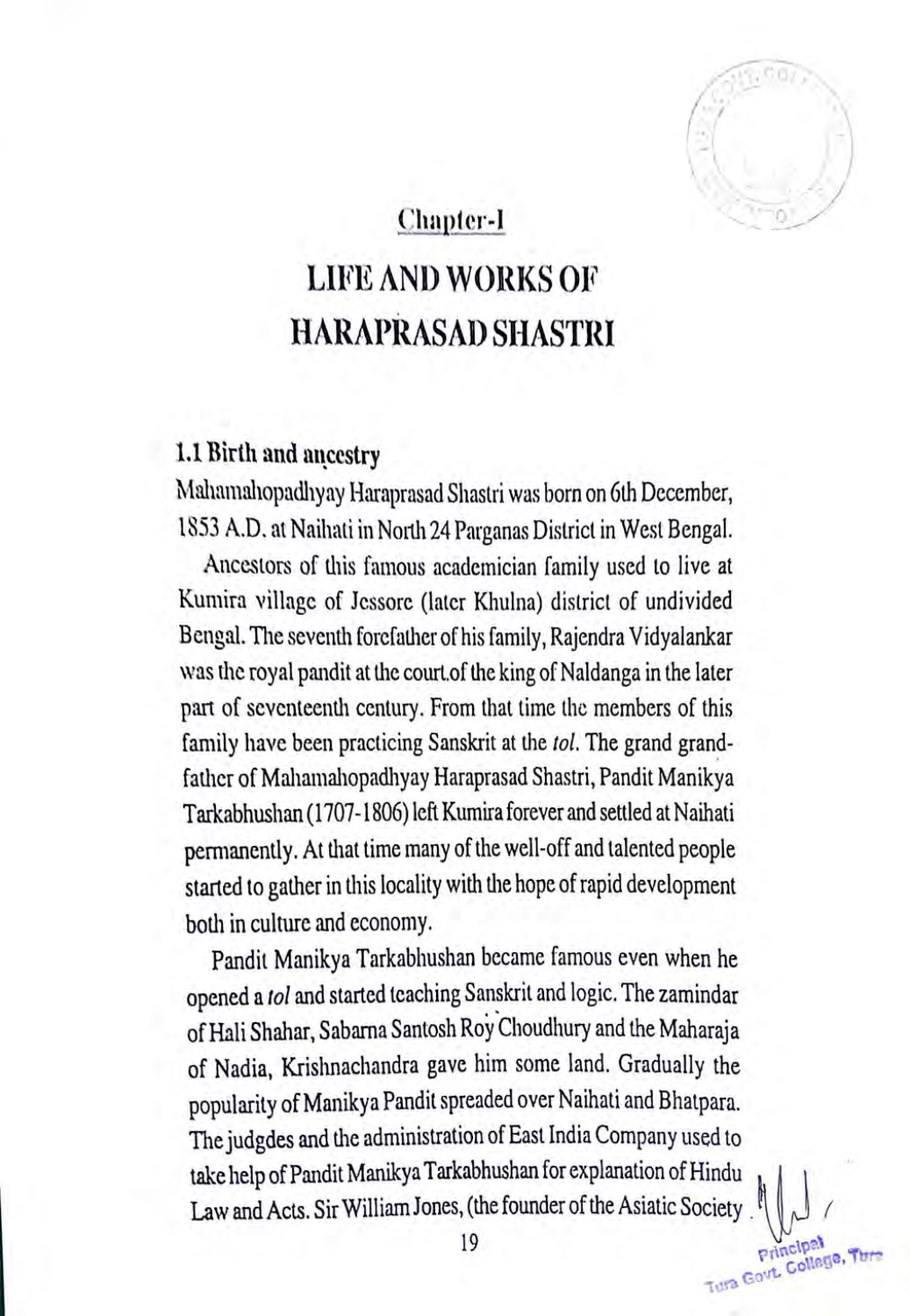## Chapter-I

# LIFE AND WORKS OF HARAPRASAD SHASTRI

### 1.1 Birth and ancestry

Mahamahopadhyay Haraprasad Shastri was born on 6th December, 1853 A.D. at Naihati in North 24 Parganas District in West Bengal.

Ancestors of this famous academician family used to live at Kumira village of Jessore (later Khulna) district of undivided Bengal. The seventh forefather of his family, Rajendra Vidyalankar was the royal pandit at the court of the king of Naldanga in the later part of seventeenth century. From that time the members of this family have been practicing Sanskrit at the *tol*. The grand grand-father of Mahamahopadhyay Haraprasad Shastri, Pandit Manikya Tarkabhushan (1707-1806) left Kumira forever and settled at Naihati permanently. At that time many of the well-off and talented people started to gather in this locality with the hope of rapid development both in culture and economy.

Pandit Manikya Tarkabhushan became famous even when he opened a *tol* and started teaching Sanskrit and logic. The zamindar of Hali Shahar, Sabarna Santosh Roy Choudhury and the Maharaja of Nadia, Krishnachandra gave him some land. Gradually the popularity of Manikya Pandit spreaded over Naihati and Bhatpara. The judgdes and the administration of East India Company used to take help of Pandit Manikya Tarkabhushan for explanation of Hindu Law and Acts. Sir William Jones, (the founder of the Asiatic Society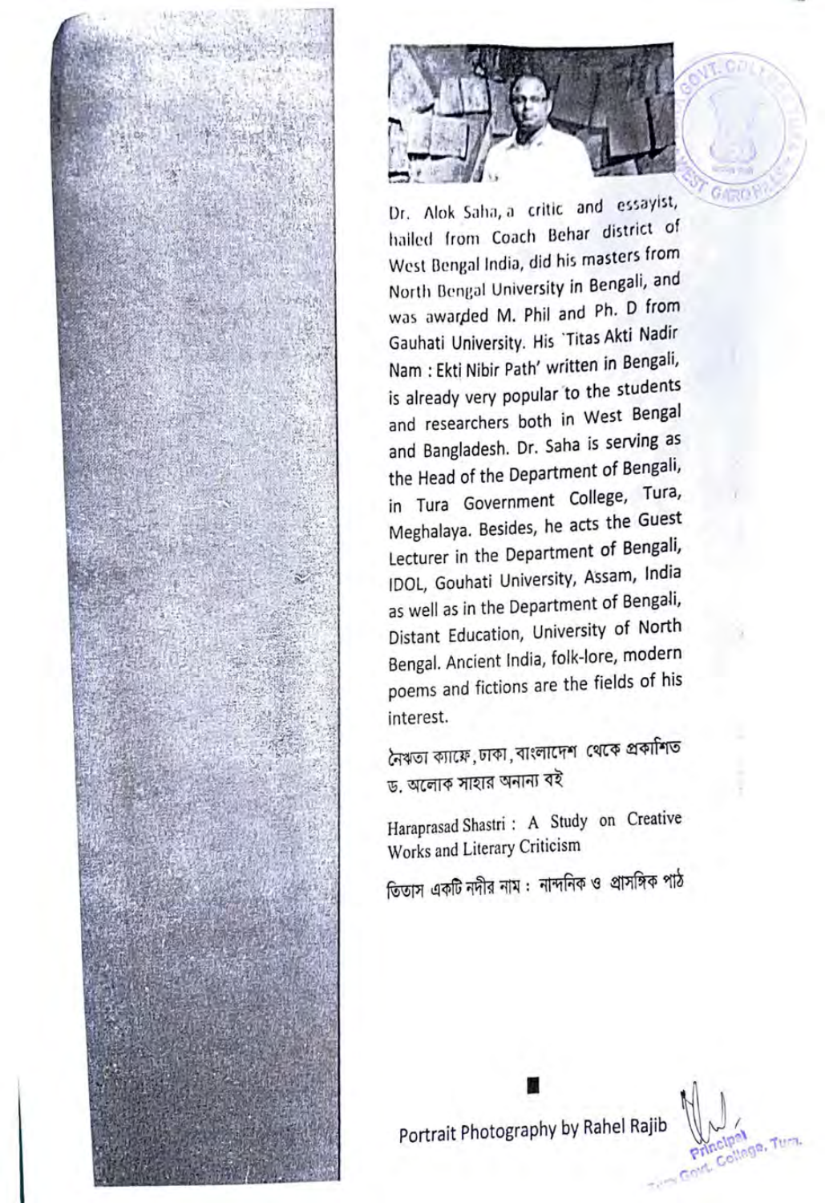Dr. Alok Saha, a critic and essayist, hailed from Coach Behar district of West Bengal India, did his masters from North Bengal University in Bengali, and was awarded M. Phil and Ph. D from Gauhati University. His 'Titas Akti Nadir Nam : Ekti Nibir Path' written in Bengali, is already very popular to the students and researchers both in West Bengal and Bangladesh. Dr. Saha is serving as the Head of the Department of Bengali, in Tura Government College, Tura, Meghalaya. Besides, he acts the Guest Lecturer in the Department of Bengali, IDOL, Gouhati University, Assam, India as well as in the Department of Bengali, Distant Education, University of North Bengal. Ancient India, folk-lore, modern poems and fictions are the fields of his interest.

নৈঋতা ক্যাফে, ঢাকা, বাংলাদেশ থেকে প্রকাশিত ড. অলোক সাহার অনান্য বই

Haraprasad Shastri : A Study on Creative Works and Literary Criticism

তিতাস একটি নদীর নাম : নান্দনিক ও প্রাসঙ্গিক পাঠ

Portrait Photography by Rahel Rajib

Principal
Govt. College, Tura.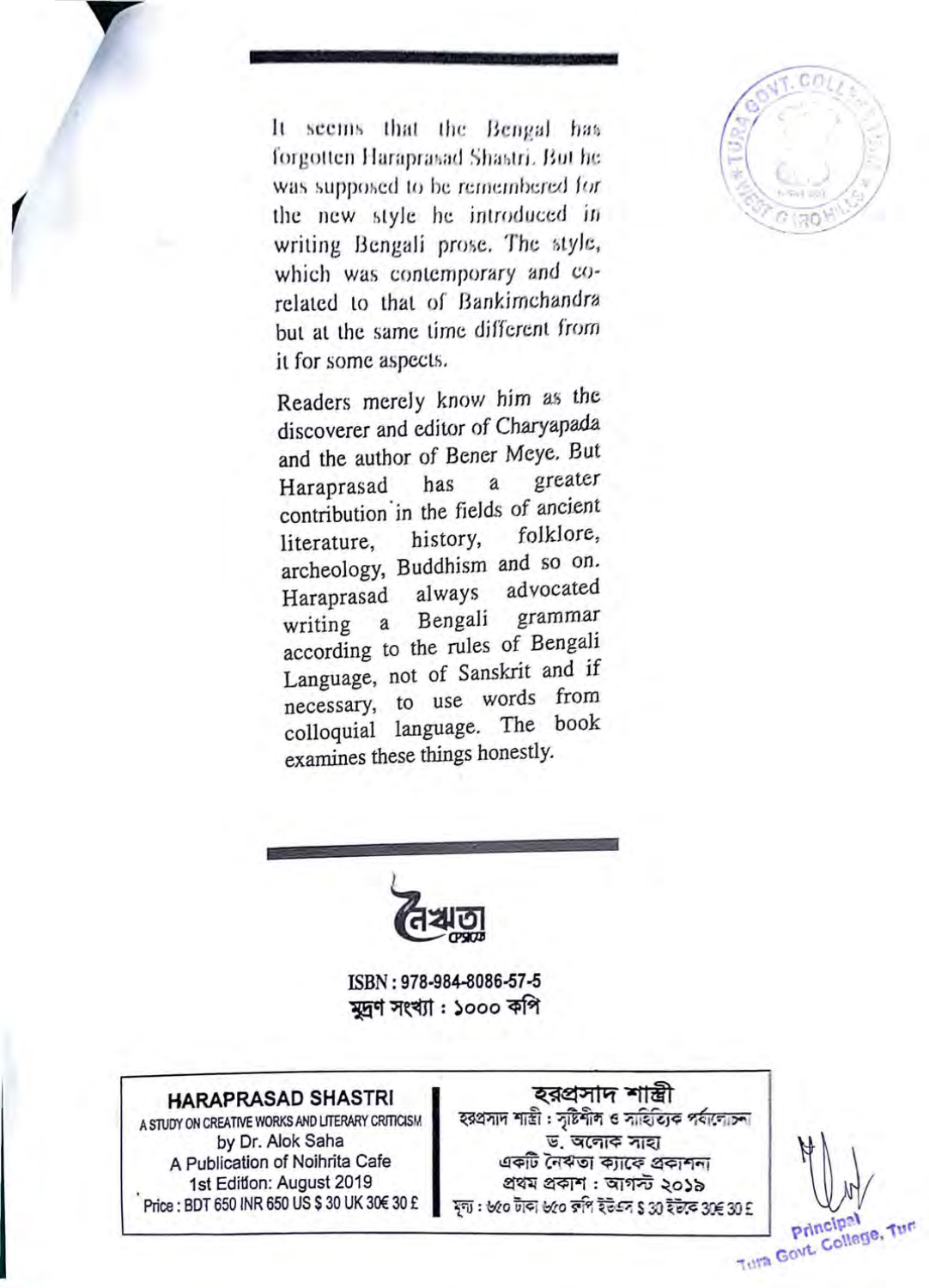It seems that the Bengal has forgotten Haraprasad Shastri. But he was supposed to be remembered for the new style he introduced in writing Bengali prose. The style, which was contemporary and co-related to that of Bankimchandra but at the same time different from it for some aspects.

Readers merely know him as the discoverer and editor of Charyapada and the author of Bener Meye. But Haraprasad has a greater contribution in the fields of ancient literature, history, folklore, archeology, Buddhism and so on. Haraprasad always advocated writing a Bengali grammar according to the rules of Bengali Language, not of Sanskrit and if necessary, to use words from colloquial language. The book examines these things honestly.

নৈঋতা

ISBN : 978-984-8086-57-5
মুদ্রণ সংখ্যা : ১০০০ কপি

| | |
|---|---|
| **HARAPRASAD SHASTRI** | **হরপ্রসাদ শাস্ত্রী** |
| A STUDY ON CREATIVE WORKS AND LITERARY CRITICISM | হরপ্রসাদ শাস্ত্রী : সৃষ্টিশীল ও সাহিত্যিক পর্যালোচনা |
| by Dr. Alok Saha | ড. অলোক সাহা |
| A Publication of Noihrita Cafe | একটি নৈঋতা ক্যাফে প্রকাশনা |
| 1st Edition: August 2019 | প্রথম প্রকাশ : আগস্ট ২০১৯ |
| Price : BDT 650 INR 650 US $ 30 UK 30€ 30 £ | মূল্য : ৬৫০ টাকা ৬৫০ রুপি ইউএস $ 30 ইউকে 30€ 30 £ |

Principal
Tura Govt. College, Tura